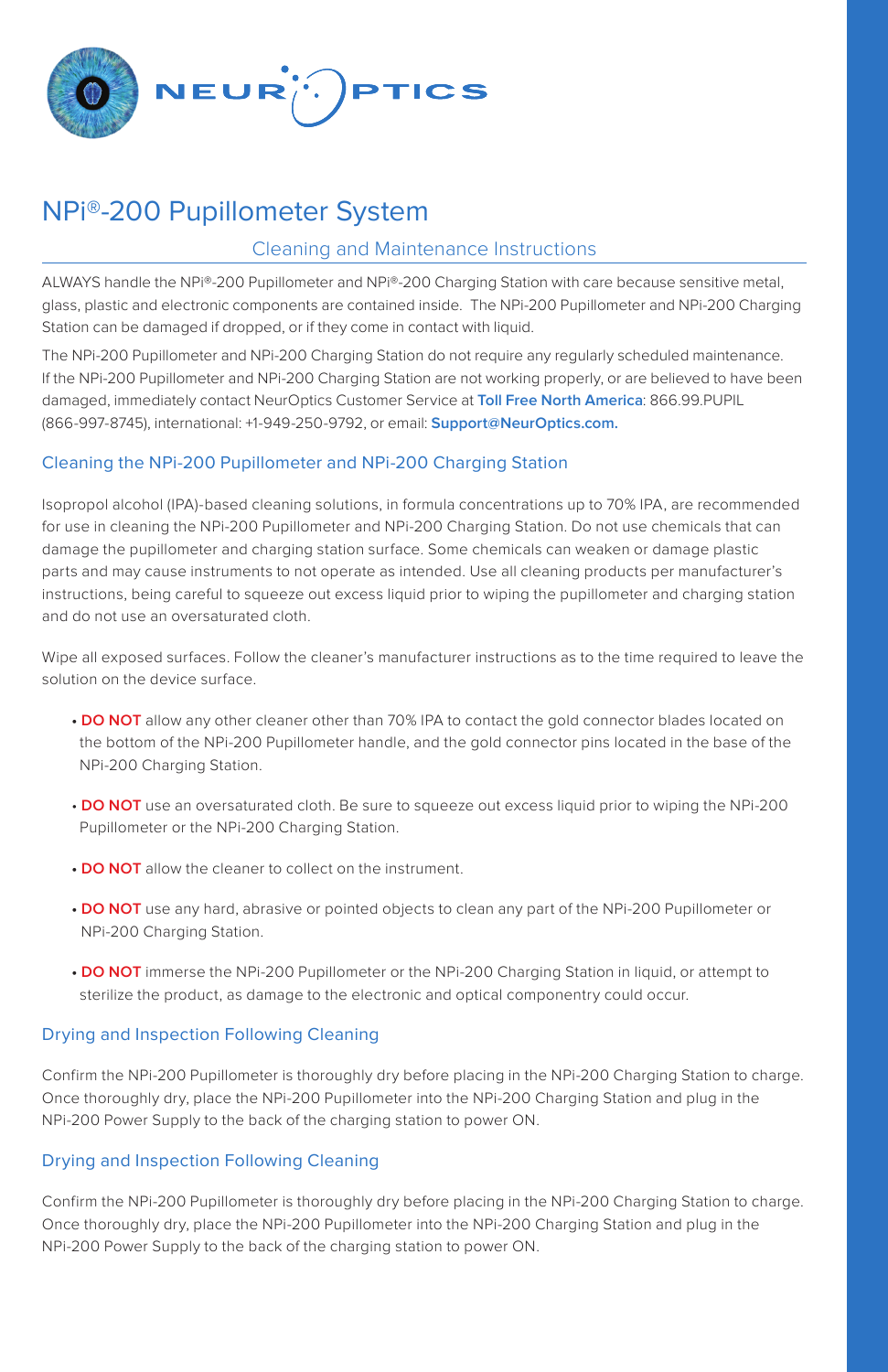# NPi®-200 Pupillometer System

## Cleaning and Maintenance Instructions

ALWAYS handle the NPi®-200 Pupillometer and NPi®-200 Charging Station with care because sensitive metal, glass, plastic and electronic components are contained inside. The NPi-200 Pupillometer and NPi-200 Charging Station can be damaged if dropped, or if they come in contact with liquid.

The NPi-200 Pupillometer and NPi-200 Charging Station do not require any regularly scheduled maintenance. If the NPi-200 Pupillometer and NPi-200 Charging Station are not working properly, or are believed to have been damaged, immediately contact NeurOptics Customer Service at **Toll Free North America**: 866.99.PUPIL (866-997-8745), international: +1-949-250-9792, or email: **Support@NeurOptics.com.**

### Cleaning the NPi-200 Pupillometer and NPi-200 Charging Station

Isopropol alcohol (IPA)-based cleaning solutions, in formula concentrations up to 70% IPA, are recommended for use in cleaning the NPi-200 Pupillometer and NPi-200 Charging Station. Do not use chemicals that can damage the pupillometer and charging station surface. Some chemicals can weaken or damage plastic parts and may cause instruments to not operate as intended. Use all cleaning products per manufacturer's instructions, being careful to squeeze out excess liquid prior to wiping the pupillometer and charging station and do not use an oversaturated cloth.

Wipe all exposed surfaces. Follow the cleaner's manufacturer instructions as to the time required to leave the solution on the device surface.

- **DO NOT** allow any other cleaner other than 70% IPA to contact the gold connector blades located on the bottom of the NPi-200 Pupillometer handle, and the gold connector pins located in the base of the NPi-200 Charging Station.
- **DO NOT** use an oversaturated cloth. Be sure to squeeze out excess liquid prior to wiping the NPi-200 Pupillometer or the NPi-200 Charging Station.
- **DO NOT** allow the cleaner to collect on the instrument.
- **DO NOT** use any hard, abrasive or pointed objects to clean any part of the NPi-200 Pupillometer or NPi-200 Charging Station.
- **DO NOT** immerse the NPi-200 Pupillometer or the NPi-200 Charging Station in liquid, or attempt to sterilize the product, as damage to the electronic and optical componentry could occur.

### Drying and Inspection Following Cleaning

Confirm the NPi-200 Pupillometer is thoroughly dry before placing in the NPi-200 Charging Station to charge. Once thoroughly dry, place the NPi-200 Pupillometer into the NPi-200 Charging Station and plug in the NPi-200 Power Supply to the back of the charging station to power ON.

### Drying and Inspection Following Cleaning

Confirm the NPi-200 Pupillometer is thoroughly dry before placing in the NPi-200 Charging Station to charge. Once thoroughly dry, place the NPi-200 Pupillometer into the NPi-200 Charging Station and plug in the NPi-200 Power Supply to the back of the charging station to power ON.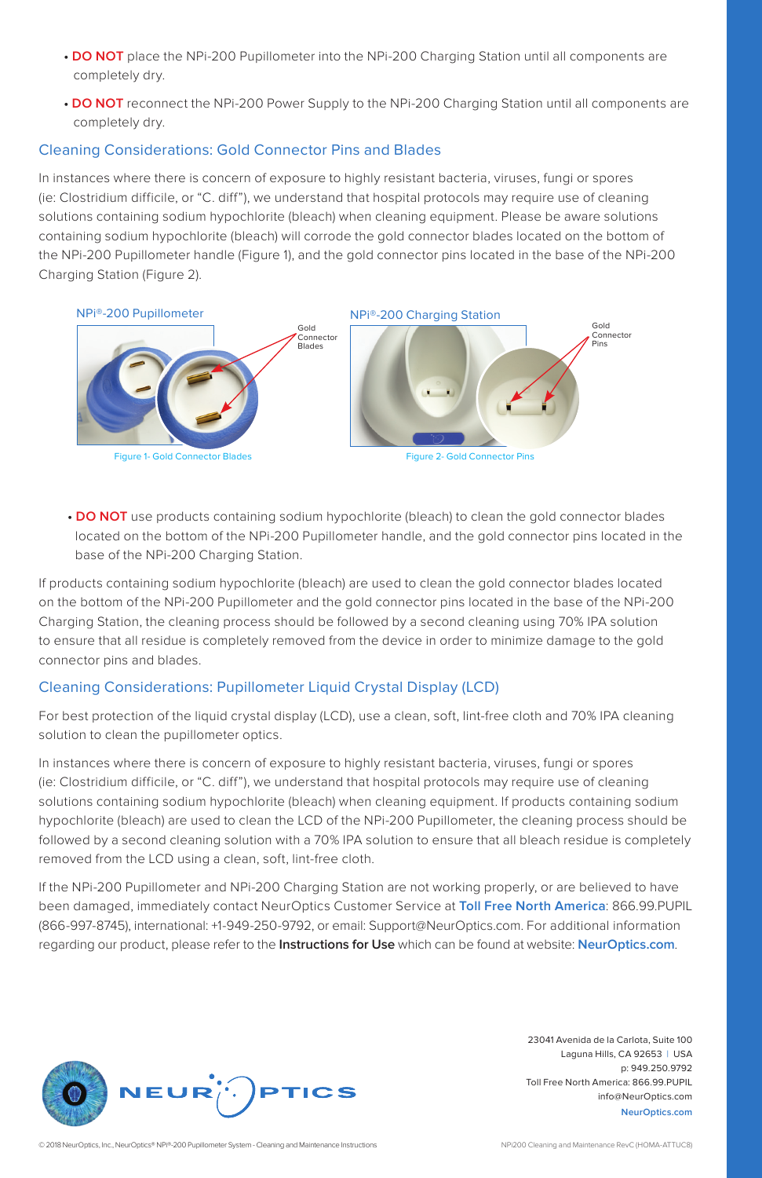- **DO NOT** place the NPi-200 Pupillometer into the NPi-200 Charging Station until all components are completely dry.
- **DO NOT** reconnect the NPi-200 Power Supply to the NPi-200 Charging Station until all components are completely dry.

## Cleaning Considerations: Gold Connector Pins and Blades

In instances where there is concern of exposure to highly resistant bacteria, viruses, fungi or spores (ie: Clostridium difficile, or "C. diff"), we understand that hospital protocols may require use of cleaning solutions containing sodium hypochlorite (bleach) when cleaning equipment. Please be aware solutions containing sodium hypochlorite (bleach) will corrode the gold connector blades located on the bottom of the NPi-200 Pupillometer handle (Figure 1), and the gold connector pins located in the base of the NPi-200 Charging Station (Figure 2).

NPi®-200 Pupillometer

Gold Connector Blades

Figure 1- Gold Connector Blades

NPi®-200 Charging Station

Gold Connector Pins

Figure 2- Gold Connector Pins

- **DO NOT** use products containing sodium hypochlorite (bleach) to clean the gold connector blades located on the bottom of the NPi-200 Pupillometer handle, and the gold connector pins located in the base of the NPi-200 Charging Station.

If products containing sodium hypochlorite (bleach) are used to clean the gold connector blades located on the bottom of the NPi-200 Pupillometer and the gold connector pins located in the base of the NPi-200 Charging Station, the cleaning process should be followed by a second cleaning using 70% IPA solution to ensure that all residue is completely removed from the device in order to minimize damage to the gold connector pins and blades.

## Cleaning Considerations: Pupillometer Liquid Crystal Display (LCD)

For best protection of the liquid crystal display (LCD), use a clean, soft, lint-free cloth and 70% IPA cleaning solution to clean the pupillometer optics.

In instances where there is concern of exposure to highly resistant bacteria, viruses, fungi or spores (ie: Clostridium difficile, or "C. diff"), we understand that hospital protocols may require use of cleaning solutions containing sodium hypochlorite (bleach) when cleaning equipment. If products containing sodium hypochlorite (bleach) are used to clean the LCD of the NPi-200 Pupillometer, the cleaning process should be followed by a second cleaning solution with a 70% IPA solution to ensure that all bleach residue is completely removed from the LCD using a clean, soft, lint-free cloth.

If the NPi-200 Pupillometer and NPi-200 Charging Station are not working properly, or are believed to have been damaged, immediately contact NeurOptics Customer Service at **Toll Free North America**: 866.99.PUPIL (866-997-8745), international: +1-949-250-9792, or email: Support@NeurOptics.com. For additional information regarding our product, please refer to the **Instructions for Use** which can be found at website: **NeurOptics.com**.

NEUROPTICS

23041 Avenida de la Carlota, Suite 100
Laguna Hills, CA 92653 | USA
p: 949.250.9792
Toll Free North America: 866.99.PUPIL
info@NeurOptics.com
NeurOptics.com

© 2018 NeurOptics, Inc., NeurOptics® NPi®-200 Pupillometer System - Cleaning and Maintenance Instructions

NPi200 Cleaning and Maintenance RevC (HOMA-ATTUC8)